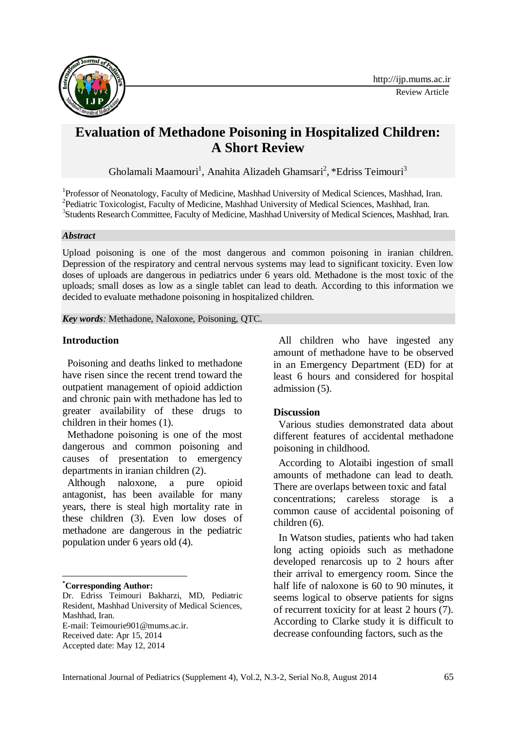# Evaluation of Methadone Poisoning in Hospitalized Children: A Short Review

Gholamali Maamouri[1], Anahita Alizadeh Ghamsari[2], *Edriss Teimouri[3]

[1]Professor of Neonatology, Faculty of Medicine, Mashhad University of Medical Sciences, Mashhad, Iran.
[2]Pediatric Toxicologist, Faculty of Medicine, Mashhad University of Medical Sciences, Mashhad, Iran.
[3]Students Research Committee, Faculty of Medicine, Mashhad University of Medical Sciences, Mashhad, Iran.

***Abstract***

Upload poisoning is one of the most dangerous and common poisoning in iranian children. Depression of the respiratory and central nervous systems may lead to significant toxicity. Even low doses of uploads are dangerous in pediatrics under 6 years old. Methadone is the most toxic of the uploads; small doses as low as a single tablet can lead to death. According to this information we decided to evaluate methadone poisoning in hospitalized children.

***Key words****:* Methadone, Naloxone, Poisoning, QTC.

## Introduction

Poisoning and deaths linked to methadone have risen since the recent trend toward the outpatient management of opioid addiction and chronic pain with methadone has led to greater availability of these drugs to children in their homes (1).

Methadone poisoning is one of the most dangerous and common poisoning and causes of presentation to emergency departments in iranian children (2).

Although naloxone, a pure opioid antagonist, has been available for many years, there is steal high mortality rate in these children (3). Even low doses of methadone are dangerous in the pediatric population under 6 years old (4).

All children who have ingested any amount of methadone have to be observed in an Emergency Department (ED) for at least 6 hours and considered for hospital admission (5).

## Discussion

Various studies demonstrated data about different features of accidental methadone poisoning in childhood.

According to Alotaibi ingestion of small amounts of methadone can lead to death. There are overlaps between toxic and fatal concentrations; careless storage is a common cause of accidental poisoning of children (6).

In Watson studies, patients who had taken long acting opioids such as methadone developed renarcosis up to 2 hours after their arrival to emergency room. Since the half life of naloxone is 60 to 90 minutes, it seems logical to observe patients for signs of recurrent toxicity for at least 2 hours (7). According to Clarke study it is difficult to decrease confounding factors, such as the

---

***Corresponding Author:**

Dr. Edriss Teimouri Bakharzi, MD, Pediatric Resident, Mashhad University of Medical Sciences, Mashhad, Iran.

E-mail: Teimourie901@mums.ac.ir.

Received date: Apr 15, 2014

Accepted date: May 12, 2014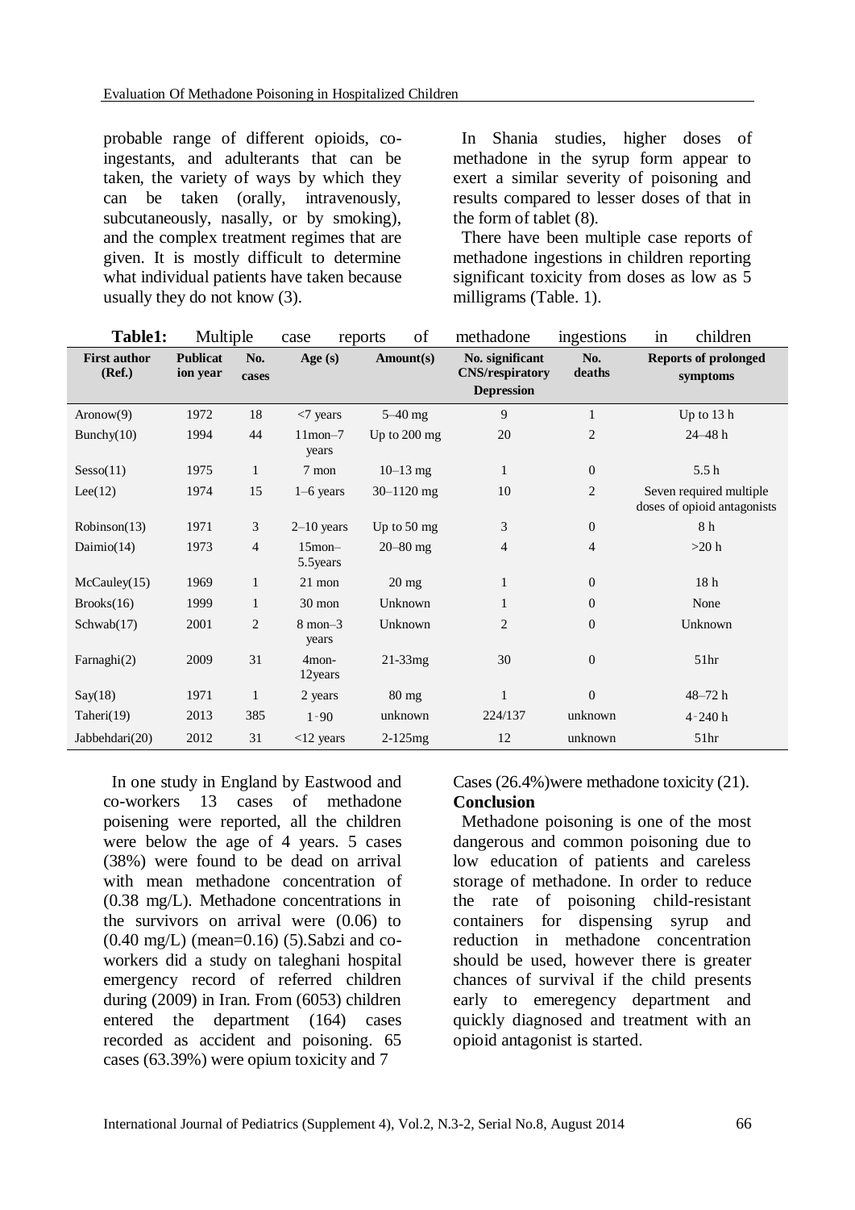probable range of different opioids, co-ingestants, and adulterants that can be taken, the variety of ways by which they can be taken (orally, intravenously, subcutaneously, nasally, or by smoking), and the complex treatment regimes that are given. It is mostly difficult to determine what individual patients have taken because usually they do not know (3).

In Shania studies, higher doses of methadone in the syrup form appear to exert a similar severity of poisoning and results compared to lesser doses of that in the form of tablet (8).

There have been multiple case reports of methadone ingestions in children reporting significant toxicity from doses as low as 5 milligrams (Table. 1).

**Table1:** Multiple case reports of methadone ingestions in children

| First author (Ref.) | Publication year | No. cases | Age (s) | Amount(s) | No. significant CNS/respiratory Depression | No. deaths | Reports of prolonged symptoms |
|---|---|---|---|---|---|---|---|
| Aronow(9) | 1972 | 18 | <7 years | 5–40 mg | 9 | 1 | Up to 13 h |
| Bunchy(10) | 1994 | 44 | 11mon–7 years | Up to 200 mg | 20 | 2 | 24–48 h |
| Sesso(11) | 1975 | 1 | 7 mon | 10–13 mg | 1 | 0 | 5.5 h |
| Lee(12) | 1974 | 15 | 1–6 years | 30–1120 mg | 10 | 2 | Seven required multiple doses of opioid antagonists |
| Robinson(13) | 1971 | 3 | 2–10 years | Up to 50 mg | 3 | 0 | 8 h |
| Daimio(14) | 1973 | 4 | 15mon–5.5years | 20–80 mg | 4 | 4 | >20 h |
| McCauley(15) | 1969 | 1 | 21 mon | 20 mg | 1 | 0 | 18 h |
| Brooks(16) | 1999 | 1 | 30 mon | Unknown | 1 | 0 | None |
| Schwab(17) | 2001 | 2 | 8 mon–3 years | Unknown | 2 | 0 | Unknown |
| Farnaghi(2) | 2009 | 31 | 4mon-12years | 21-33mg | 30 | 0 | 51hr |
| Say(18) | 1971 | 1 | 2 years | 80 mg | 1 | 0 | 48–72 h |
| Taheri(19) | 2013 | 385 | 1-90 | unknown | 224/137 | unknown | 4-240 h |
| Jabbehdari(20) | 2012 | 31 | <12 years | 2-125mg | 12 | unknown | 51hr |

In one study in England by Eastwood and co-workers 13 cases of methadone poisening were reported, all the children were below the age of 4 years. 5 cases (38%) were found to be dead on arrival with mean methadone concentration of (0.38 mg/L). Methadone concentrations in the survivors on arrival were (0.06) to (0.40 mg/L) (mean=0.16) (5).Sabzi and co-workers did a study on taleghani hospital emergency record of referred children during (2009) in Iran. From (6053) children entered the department (164) cases recorded as accident and poisoning. 65 cases (63.39%) were opium toxicity and 7 Cases (26.4%)were methadone toxicity (21).

## Conclusion

Methadone poisoning is one of the most dangerous and common poisoning due to low education of patients and careless storage of methadone. In order to reduce the rate of poisoning child-resistant containers for dispensing syrup and reduction in methadone concentration should be used, however there is greater chances of survival if the child presents early to emeregency department and quickly diagnosed and treatment with an opioid antagonist is started.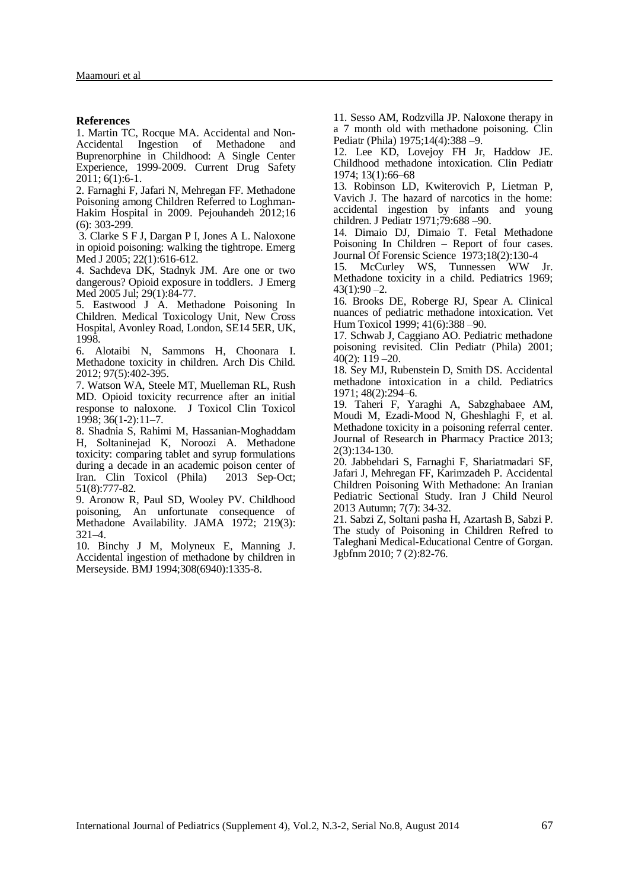## References

1. Martin TC, Rocque MA. Accidental and Non-Accidental Ingestion of Methadone and Buprenorphine in Childhood: A Single Center Experience, 1999-2009. Current Drug Safety 2011; 6(1):6-1.
2. Farnaghi F, Jafari N, Mehregan FF. Methadone Poisoning among Children Referred to Loghman-Hakim Hospital in 2009. Pejouhandeh 2012;16 (6): 303-299.
3. Clarke S F J, Dargan P I, Jones A L. Naloxone in opioid poisoning: walking the tightrope. Emerg Med J 2005; 22(1):616-612.
4. Sachdeva DK, Stadnyk JM. Are one or two dangerous? Opioid exposure in toddlers. J Emerg Med 2005 Jul; 29(1):84-77.
5. Eastwood J A. Methadone Poisoning In Children. Medical Toxicology Unit, New Cross Hospital, Avonley Road, London, SE14 5ER, UK, 1998.
6. Alotaibi N, Sammons H, Choonara I. Methadone toxicity in children. Arch Dis Child. 2012; 97(5):402-395.
7. Watson WA, Steele MT, Muelleman RL, Rush MD. Opioid toxicity recurrence after an initial response to naloxone. J Toxicol Clin Toxicol 1998; 36(1-2):11–7.
8. Shadnia S, Rahimi M, Hassanian-Moghaddam H, Soltaninejad K, Noroozi A. Methadone toxicity: comparing tablet and syrup formulations during a decade in an academic poison center of Iran. Clin Toxicol (Phila) 2013 Sep-Oct; 51(8):777-82.
9. Aronow R, Paul SD, Wooley PV. Childhood poisoning, An unfortunate consequence of Methadone Availability. JAMA 1972; 219(3): 321–4.
10. Binchy J M, Molyneux E, Manning J. Accidental ingestion of methadone by children in Merseyside. BMJ 1994;308(6940):1335-8.
11. Sesso AM, Rodzvilla JP. Naloxone therapy in a 7 month old with methadone poisoning. Clin Pediatr (Phila) 1975;14(4):388 –9.
12. Lee KD, Lovejoy FH Jr, Haddow JE. Childhood methadone intoxication. Clin Pediatr 1974; 13(1):66–68
13. Robinson LD, Kwiterovich P, Lietman P, Vavich J. The hazard of narcotics in the home: accidental ingestion by infants and young children. J Pediatr 1971;79:688 –90.
14. Dimaio DJ, Dimaio T. Fetal Methadone Poisoning In Children – Report of four cases. Journal Of Forensic Science 1973;18(2):130-4
15. McCurley WS, Tunnessen WW Jr. Methadone toxicity in a child. Pediatrics 1969; 43(1):90 –2.
16. Brooks DE, Roberge RJ, Spear A. Clinical nuances of pediatric methadone intoxication. Vet Hum Toxicol 1999; 41(6):388 –90.
17. Schwab J, Caggiano AO. Pediatric methadone poisoning revisited. Clin Pediatr (Phila) 2001; 40(2): 119 –20.
18. Sey MJ, Rubenstein D, Smith DS. Accidental methadone intoxication in a child. Pediatrics 1971; 48(2):294–6.
19. Taheri F, Yaraghi A, Sabzghabaee AM, Moudi M, Ezadi-Mood N, Gheshlaghi F, et al. Methadone toxicity in a poisoning referral center. Journal of Research in Pharmacy Practice 2013; 2(3):134-130.
20. Jabbehdari S, Farnaghi F, Shariatmadari SF, Jafari J, Mehregan FF, Karimzadeh P. Accidental Children Poisoning With Methadone: An Iranian Pediatric Sectional Study. Iran J Child Neurol 2013 Autumn; 7(7): 34-32.
21. Sabzi Z, Soltani pasha H, Azartash B, Sabzi P. The study of Poisoning in Children Refred to Taleghani Medical-Educational Centre of Gorgan. Jgbfnm 2010; 7 (2):82-76.